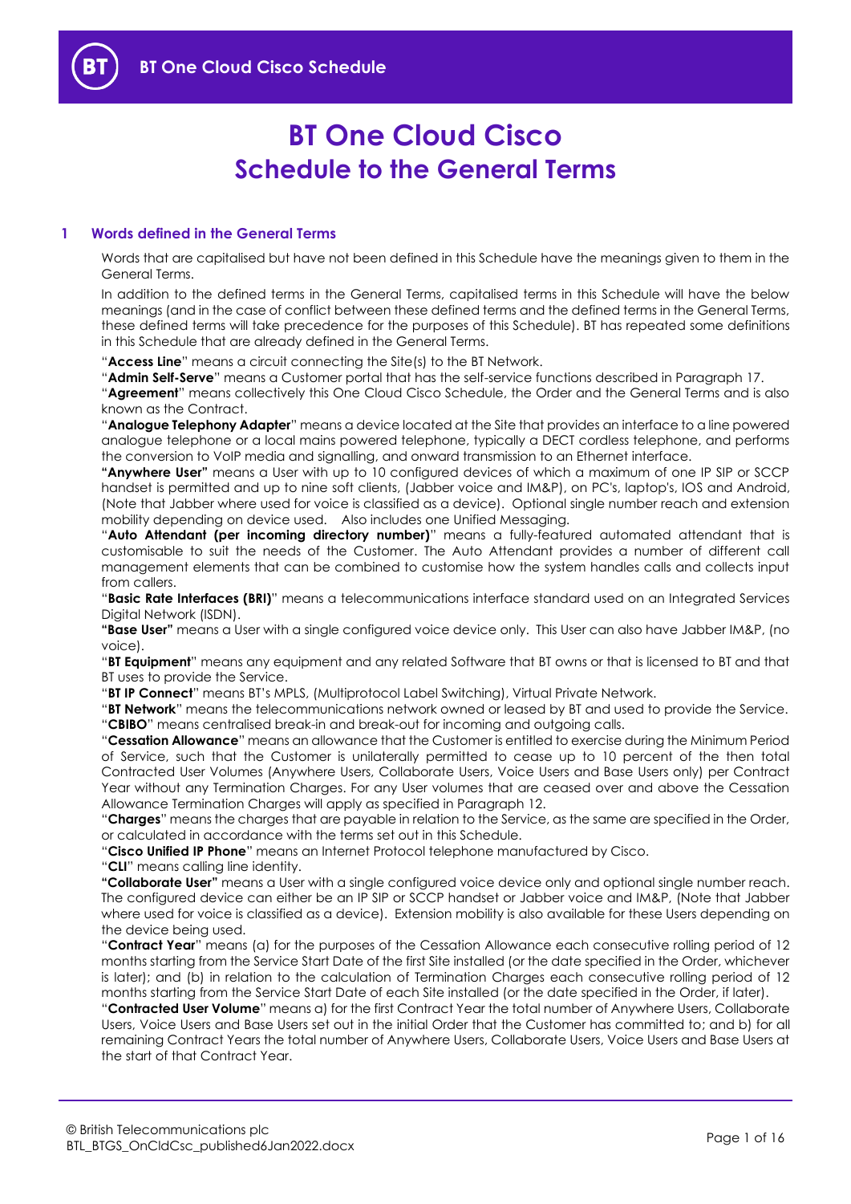# BT One Cloud Cisco
# Schedule to the General Terms

## 1 Words defined in the General Terms

Words that are capitalised but have not been defined in this Schedule have the meanings given to them in the General Terms.

In addition to the defined terms in the General Terms, capitalised terms in this Schedule will have the below meanings (and in the case of conflict between these defined terms and the defined terms in the General Terms, these defined terms will take precedence for the purposes of this Schedule). BT has repeated some definitions in this Schedule that are already defined in the General Terms.

"**Access Line**" means a circuit connecting the Site(s) to the BT Network.

"**Admin Self-Serve**" means a Customer portal that has the self-service functions described in Paragraph 17.

"**Agreement**" means collectively this One Cloud Cisco Schedule, the Order and the General Terms and is also known as the Contract.

"**Analogue Telephony Adapter**" means a device located at the Site that provides an interface to a line powered analogue telephone or a local mains powered telephone, typically a DECT cordless telephone, and performs the conversion to VoIP media and signalling, and onward transmission to an Ethernet interface.

**"Anywhere User"** means a User with up to 10 configured devices of which a maximum of one IP SIP or SCCP handset is permitted and up to nine soft clients, (Jabber voice and IM&P), on PC's, laptop's, IOS and Android, (Note that Jabber where used for voice is classified as a device). Optional single number reach and extension mobility depending on device used. Also includes one Unified Messaging.

"**Auto Attendant (per incoming directory number)**" means a fully-featured automated attendant that is customisable to suit the needs of the Customer. The Auto Attendant provides a number of different call management elements that can be combined to customise how the system handles calls and collects input from callers.

"**Basic Rate Interfaces (BRI)**" means a telecommunications interface standard used on an Integrated Services Digital Network (ISDN).

**"Base User"** means a User with a single configured voice device only. This User can also have Jabber IM&P, (no voice).

"**BT Equipment**" means any equipment and any related Software that BT owns or that is licensed to BT and that BT uses to provide the Service.

"**BT IP Connect**" means BT's MPLS, (Multiprotocol Label Switching), Virtual Private Network.

"**BT Network**" means the telecommunications network owned or leased by BT and used to provide the Service.

"**CBIBO**" means centralised break-in and break-out for incoming and outgoing calls.

"**Cessation Allowance**" means an allowance that the Customer is entitled to exercise during the Minimum Period of Service, such that the Customer is unilaterally permitted to cease up to 10 percent of the then total Contracted User Volumes (Anywhere Users, Collaborate Users, Voice Users and Base Users only) per Contract Year without any Termination Charges. For any User volumes that are ceased over and above the Cessation Allowance Termination Charges will apply as specified in Paragraph 12.

"**Charges**" means the charges that are payable in relation to the Service, as the same are specified in the Order, or calculated in accordance with the terms set out in this Schedule.

"**Cisco Unified IP Phone**" means an Internet Protocol telephone manufactured by Cisco.

"**CLI**" means calling line identity.

**"Collaborate User"** means a User with a single configured voice device only and optional single number reach. The configured device can either be an IP SIP or SCCP handset or Jabber voice and IM&P, (Note that Jabber where used for voice is classified as a device). Extension mobility is also available for these Users depending on the device being used.

"**Contract Year**" means (a) for the purposes of the Cessation Allowance each consecutive rolling period of 12 months starting from the Service Start Date of the first Site installed (or the date specified in the Order, whichever is later); and (b) in relation to the calculation of Termination Charges each consecutive rolling period of 12 months starting from the Service Start Date of each Site installed (or the date specified in the Order, if later).

"**Contracted User Volume**" means a) for the first Contract Year the total number of Anywhere Users, Collaborate Users, Voice Users and Base Users set out in the initial Order that the Customer has committed to; and b) for all remaining Contract Years the total number of Anywhere Users, Collaborate Users, Voice Users and Base Users at the start of that Contract Year.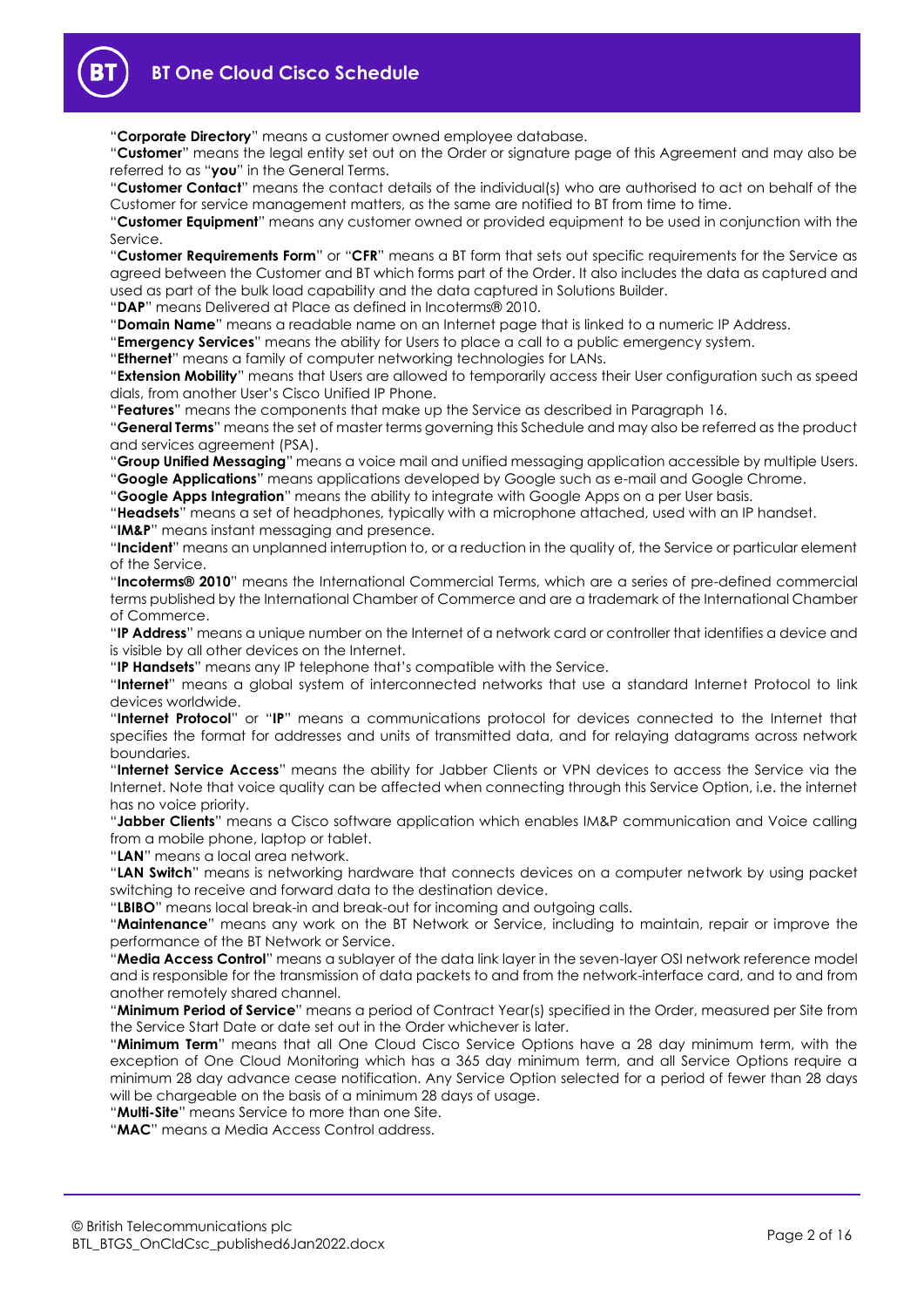"**Corporate Directory**" means a customer owned employee database.

"**Customer**" means the legal entity set out on the Order or signature page of this Agreement and may also be referred to as "**you**" in the General Terms.

"**Customer Contact**" means the contact details of the individual(s) who are authorised to act on behalf of the Customer for service management matters, as the same are notified to BT from time to time.

"**Customer Equipment**" means any customer owned or provided equipment to be used in conjunction with the Service.

"**Customer Requirements Form**" or "**CFR**" means a BT form that sets out specific requirements for the Service as agreed between the Customer and BT which forms part of the Order. It also includes the data as captured and used as part of the bulk load capability and the data captured in Solutions Builder.

"**DAP**" means Delivered at Place as defined in Incoterms® 2010.

"**Domain Name**" means a readable name on an Internet page that is linked to a numeric IP Address.

"**Emergency Services**" means the ability for Users to place a call to a public emergency system.

"**Ethernet**" means a family of computer networking technologies for LANs.

"**Extension Mobility**" means that Users are allowed to temporarily access their User configuration such as speed dials, from another User's Cisco Unified IP Phone.

"**Features**" means the components that make up the Service as described in Paragraph 16.

"**General Terms**" means the set of master terms governing this Schedule and may also be referred as the product and services agreement (PSA).

"**Group Unified Messaging**" means a voice mail and unified messaging application accessible by multiple Users.

"**Google Applications**" means applications developed by Google such as e-mail and Google Chrome.

"**Google Apps Integration**" means the ability to integrate with Google Apps on a per User basis.

"**Headsets**" means a set of headphones, typically with a microphone attached, used with an IP handset.

"**IM&P**" means instant messaging and presence.

"**Incident**" means an unplanned interruption to, or a reduction in the quality of, the Service or particular element of the Service.

"**Incoterms® 2010**" means the International Commercial Terms, which are a series of pre-defined commercial terms published by the International Chamber of Commerce and are a trademark of the International Chamber of Commerce.

"**IP Address**" means a unique number on the Internet of a network card or controller that identifies a device and is visible by all other devices on the Internet.

"**IP Handsets**" means any IP telephone that's compatible with the Service.

"**Internet**" means a global system of interconnected networks that use a standard Internet Protocol to link devices worldwide.

"**Internet Protocol**" or "**IP**" means a communications protocol for devices connected to the Internet that specifies the format for addresses and units of transmitted data, and for relaying datagrams across network boundaries.

"**Internet Service Access**" means the ability for Jabber Clients or VPN devices to access the Service via the Internet. Note that voice quality can be affected when connecting through this Service Option, i.e. the internet has no voice priority.

"**Jabber Clients**" means a Cisco software application which enables IM&P communication and Voice calling from a mobile phone, laptop or tablet.

"**LAN**" means a local area network.

"**LAN Switch**" means is networking hardware that connects devices on a computer network by using packet switching to receive and forward data to the destination device.

"**LBIBO**" means local break-in and break-out for incoming and outgoing calls.

"**Maintenance**" means any work on the BT Network or Service, including to maintain, repair or improve the performance of the BT Network or Service.

"**Media Access Control**" means a sublayer of the data link layer in the seven-layer OSI network reference model and is responsible for the transmission of data packets to and from the network-interface card, and to and from another remotely shared channel.

"**Minimum Period of Service**" means a period of Contract Year(s) specified in the Order, measured per Site from the Service Start Date or date set out in the Order whichever is later.

"**Minimum Term**" means that all One Cloud Cisco Service Options have a 28 day minimum term, with the exception of One Cloud Monitoring which has a 365 day minimum term, and all Service Options require a minimum 28 day advance cease notification. Any Service Option selected for a period of fewer than 28 days will be chargeable on the basis of a minimum 28 days of usage.

"**Multi-Site**" means Service to more than one Site.

"**MAC**" means a Media Access Control address.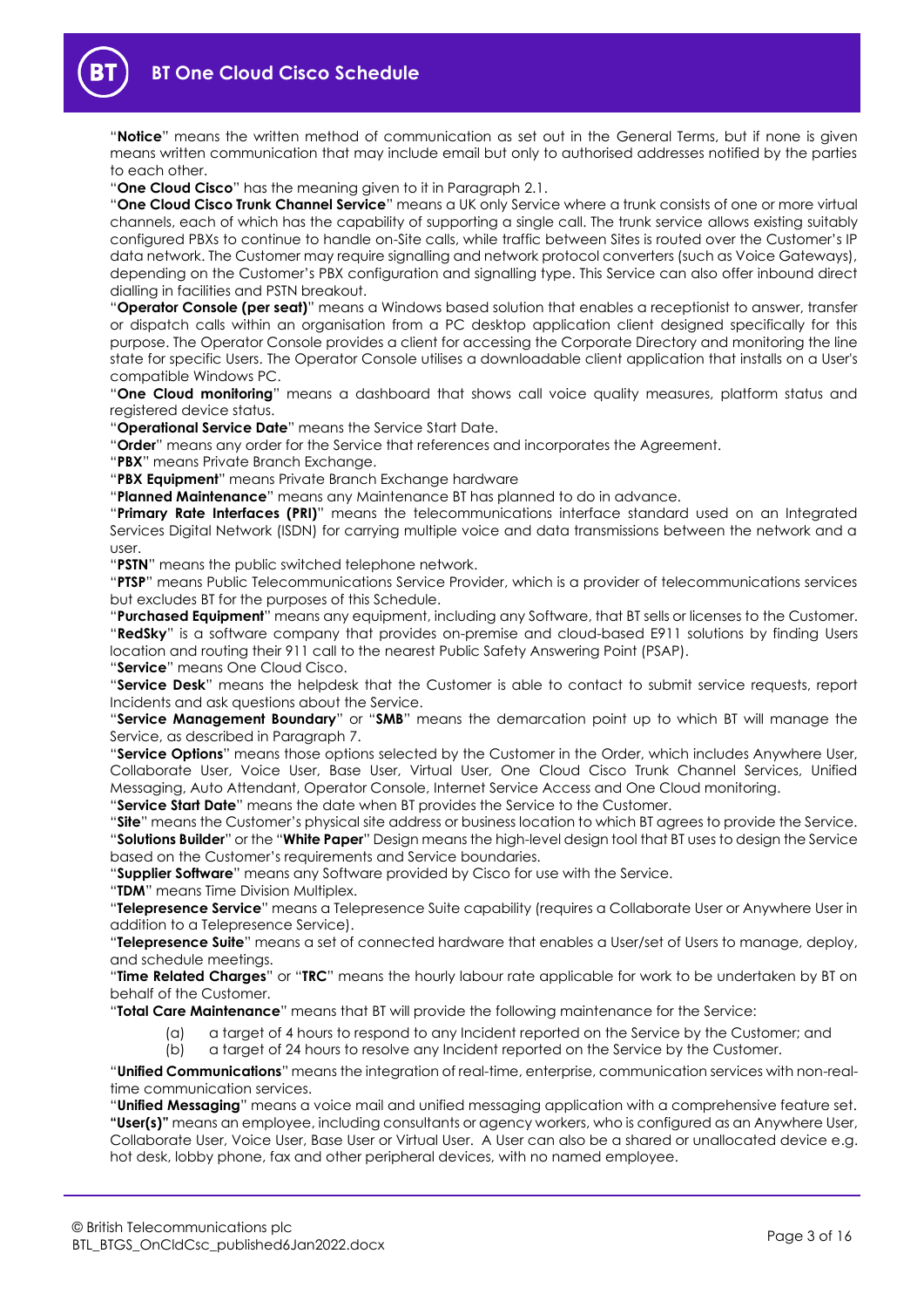"**Notice**" means the written method of communication as set out in the General Terms, but if none is given means written communication that may include email but only to authorised addresses notified by the parties to each other.

"**One Cloud Cisco**" has the meaning given to it in Paragraph 2.1.

"**One Cloud Cisco Trunk Channel Service**" means a UK only Service where a trunk consists of one or more virtual channels, each of which has the capability of supporting a single call. The trunk service allows existing suitably configured PBXs to continue to handle on-Site calls, while traffic between Sites is routed over the Customer's IP data network. The Customer may require signalling and network protocol converters (such as Voice Gateways), depending on the Customer's PBX configuration and signalling type. This Service can also offer inbound direct dialling in facilities and PSTN breakout.

"**Operator Console (per seat)**" means a Windows based solution that enables a receptionist to answer, transfer or dispatch calls within an organisation from a PC desktop application client designed specifically for this purpose. The Operator Console provides a client for accessing the Corporate Directory and monitoring the line state for specific Users. The Operator Console utilises a downloadable client application that installs on a User's compatible Windows PC.

"**One Cloud monitoring**" means a dashboard that shows call voice quality measures, platform status and registered device status.

"**Operational Service Date**" means the Service Start Date.

"**Order**" means any order for the Service that references and incorporates the Agreement.

"**PBX**" means Private Branch Exchange.

"**PBX Equipment**" means Private Branch Exchange hardware

"**Planned Maintenance**" means any Maintenance BT has planned to do in advance.

"**Primary Rate Interfaces (PRI)**" means the telecommunications interface standard used on an Integrated Services Digital Network (ISDN) for carrying multiple voice and data transmissions between the network and a user.

"**PSTN**" means the public switched telephone network.

"**PTSP**" means Public Telecommunications Service Provider, which is a provider of telecommunications services but excludes BT for the purposes of this Schedule.

"**Purchased Equipment**" means any equipment, including any Software, that BT sells or licenses to the Customer.

"**RedSky**" is a software company that provides on-premise and cloud-based E911 solutions by finding Users location and routing their 911 call to the nearest Public Safety Answering Point (PSAP).

"**Service**" means One Cloud Cisco.

"**Service Desk**" means the helpdesk that the Customer is able to contact to submit service requests, report Incidents and ask questions about the Service.

"**Service Management Boundary**" or "**SMB**" means the demarcation point up to which BT will manage the Service, as described in Paragraph 7.

"**Service Options**" means those options selected by the Customer in the Order, which includes Anywhere User, Collaborate User, Voice User, Base User, Virtual User, One Cloud Cisco Trunk Channel Services, Unified Messaging, Auto Attendant, Operator Console, Internet Service Access and One Cloud monitoring.

"**Service Start Date**" means the date when BT provides the Service to the Customer.

"**Site**" means the Customer's physical site address or business location to which BT agrees to provide the Service.

"**Solutions Builder**" or the "**White Paper**" Design means the high-level design tool that BT uses to design the Service based on the Customer's requirements and Service boundaries.

"**Supplier Software**" means any Software provided by Cisco for use with the Service.

"**TDM**" means Time Division Multiplex.

"**Telepresence Service**" means a Telepresence Suite capability (requires a Collaborate User or Anywhere User in addition to a Telepresence Service).

"**Telepresence Suite**" means a set of connected hardware that enables a User/set of Users to manage, deploy, and schedule meetings.

"**Time Related Charges**" or "**TRC**" means the hourly labour rate applicable for work to be undertaken by BT on behalf of the Customer.

"**Total Care Maintenance**" means that BT will provide the following maintenance for the Service:

(a) a target of 4 hours to respond to any Incident reported on the Service by the Customer; and
(b) a target of 24 hours to resolve any Incident reported on the Service by the Customer.

"**Unified Communications**" means the integration of real-time, enterprise, communication services with non-real-time communication services.

"**Unified Messaging**" means a voice mail and unified messaging application with a comprehensive feature set.

**"User(s)"** means an employee, including consultants or agency workers, who is configured as an Anywhere User, Collaborate User, Voice User, Base User or Virtual User. A User can also be a shared or unallocated device e.g. hot desk, lobby phone, fax and other peripheral devices, with no named employee.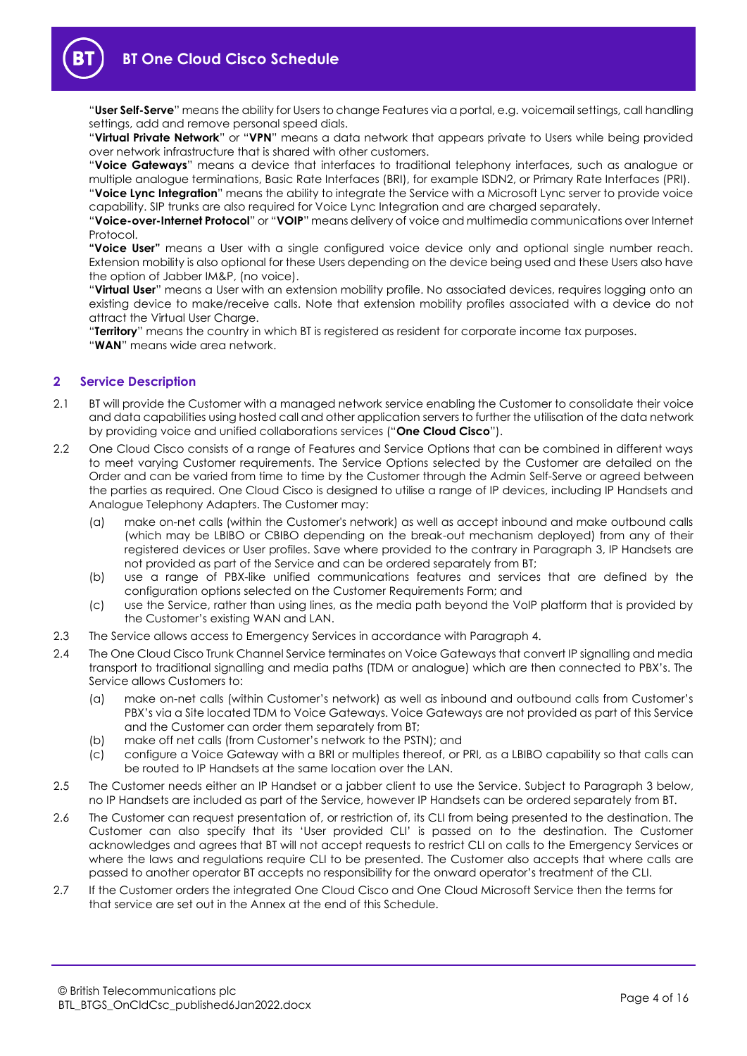"**User Self-Serve**" means the ability for Users to change Features via a portal, e.g. voicemail settings, call handling settings, add and remove personal speed dials.

"**Virtual Private Network**" or "**VPN**" means a data network that appears private to Users while being provided over network infrastructure that is shared with other customers.

"**Voice Gateways**" means a device that interfaces to traditional telephony interfaces, such as analogue or multiple analogue terminations, Basic Rate Interfaces (BRI), for example ISDN2, or Primary Rate Interfaces (PRI).

"**Voice Lync Integration**" means the ability to integrate the Service with a Microsoft Lync server to provide voice capability. SIP trunks are also required for Voice Lync Integration and are charged separately.

"**Voice-over-Internet Protocol**" or "**VOIP**" means delivery of voice and multimedia communications over Internet Protocol.

**"Voice User"** means a User with a single configured voice device only and optional single number reach. Extension mobility is also optional for these Users depending on the device being used and these Users also have the option of Jabber IM&P, (no voice).

"**Virtual User**" means a User with an extension mobility profile. No associated devices, requires logging onto an existing device to make/receive calls. Note that extension mobility profiles associated with a device do not attract the Virtual User Charge.

"**Territory**" means the country in which BT is registered as resident for corporate income tax purposes.

"**WAN**" means wide area network.

## 2 Service Description

2.1 BT will provide the Customer with a managed network service enabling the Customer to consolidate their voice and data capabilities using hosted call and other application servers to further the utilisation of the data network by providing voice and unified collaborations services ("**One Cloud Cisco**").

2.2 One Cloud Cisco consists of a range of Features and Service Options that can be combined in different ways to meet varying Customer requirements. The Service Options selected by the Customer are detailed on the Order and can be varied from time to time by the Customer through the Admin Self-Serve or agreed between the parties as required. One Cloud Cisco is designed to utilise a range of IP devices, including IP Handsets and Analogue Telephony Adapters. The Customer may:

(a) make on-net calls (within the Customer's network) as well as accept inbound and make outbound calls (which may be LBIBO or CBIBO depending on the break-out mechanism deployed) from any of their registered devices or User profiles. Save where provided to the contrary in Paragraph 3, IP Handsets are not provided as part of the Service and can be ordered separately from BT;

(b) use a range of PBX-like unified communications features and services that are defined by the configuration options selected on the Customer Requirements Form; and

(c) use the Service, rather than using lines, as the media path beyond the VoIP platform that is provided by the Customer's existing WAN and LAN.

2.3 The Service allows access to Emergency Services in accordance with Paragraph 4.

2.4 The One Cloud Cisco Trunk Channel Service terminates on Voice Gateways that convert IP signalling and media transport to traditional signalling and media paths (TDM or analogue) which are then connected to PBX's. The Service allows Customers to:

(a) make on-net calls (within Customer's network) as well as inbound and outbound calls from Customer's PBX's via a Site located TDM to Voice Gateways. Voice Gateways are not provided as part of this Service and the Customer can order them separately from BT;

(b) make off net calls (from Customer's network to the PSTN); and

(c) configure a Voice Gateway with a BRI or multiples thereof, or PRI, as a LBIBO capability so that calls can be routed to IP Handsets at the same location over the LAN.

2.5 The Customer needs either an IP Handset or a jabber client to use the Service. Subject to Paragraph 3 below, no IP Handsets are included as part of the Service, however IP Handsets can be ordered separately from BT.

2.6 The Customer can request presentation of, or restriction of, its CLI from being presented to the destination. The Customer can also specify that its 'User provided CLI' is passed on to the destination. The Customer acknowledges and agrees that BT will not accept requests to restrict CLI on calls to the Emergency Services or where the laws and regulations require CLI to be presented. The Customer also accepts that where calls are passed to another operator BT accepts no responsibility for the onward operator's treatment of the CLI.

2.7 If the Customer orders the integrated One Cloud Cisco and One Cloud Microsoft Service then the terms for that service are set out in the Annex at the end of this Schedule.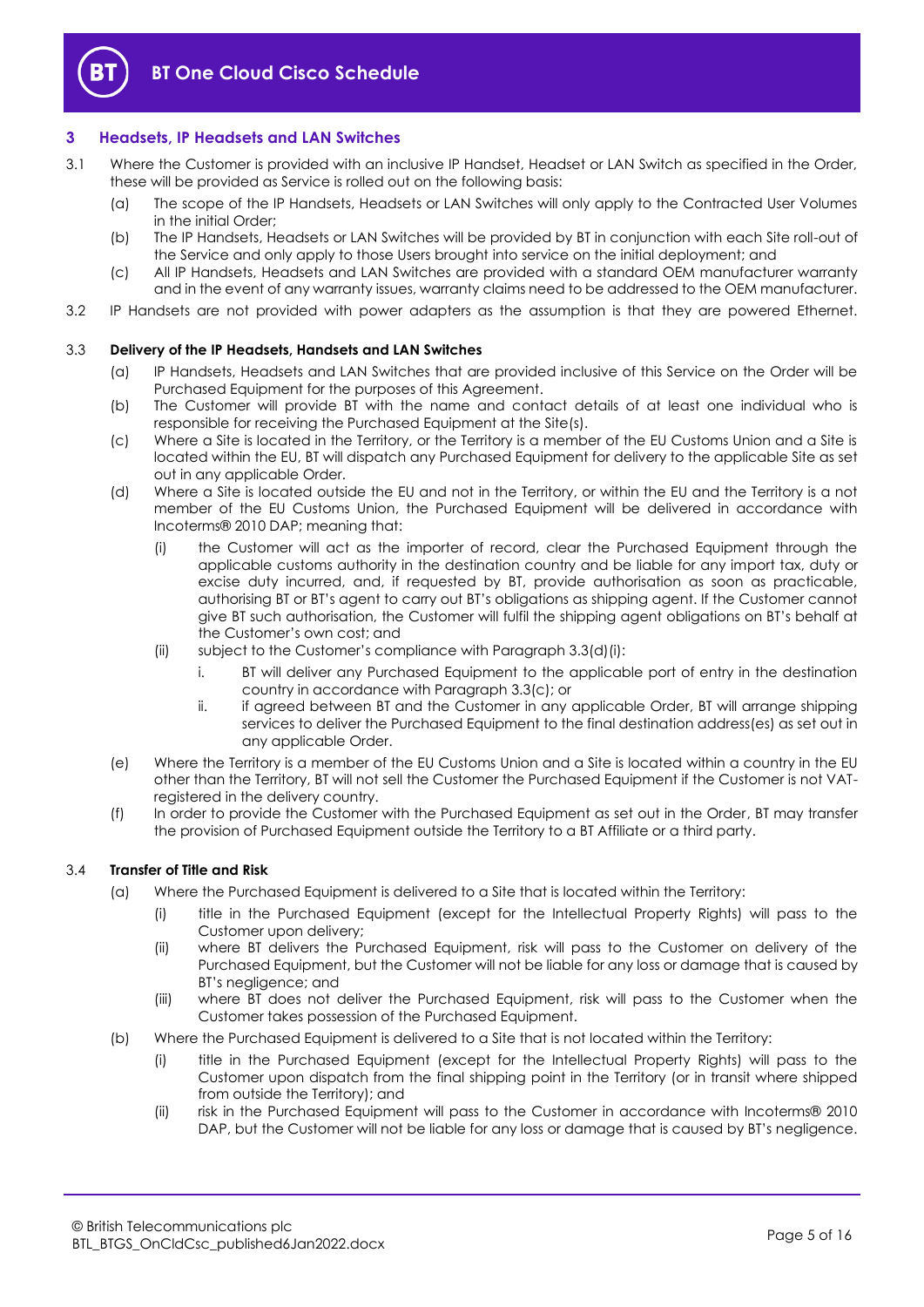## 3 Headsets, IP Headsets and LAN Switches

3.1 Where the Customer is provided with an inclusive IP Handset, Headset or LAN Switch as specified in the Order, these will be provided as Service is rolled out on the following basis:

(a) The scope of the IP Handsets, Headsets or LAN Switches will only apply to the Contracted User Volumes in the initial Order;

(b) The IP Handsets, Headsets or LAN Switches will be provided by BT in conjunction with each Site roll-out of the Service and only apply to those Users brought into service on the initial deployment; and

(c) All IP Handsets, Headsets and LAN Switches are provided with a standard OEM manufacturer warranty and in the event of any warranty issues, warranty claims need to be addressed to the OEM manufacturer.

3.2 IP Handsets are not provided with power adapters as the assumption is that they are powered Ethernet.

3.3 **Delivery of the IP Headsets, Handsets and LAN Switches**

(a) IP Handsets, Headsets and LAN Switches that are provided inclusive of this Service on the Order will be Purchased Equipment for the purposes of this Agreement.

(b) The Customer will provide BT with the name and contact details of at least one individual who is responsible for receiving the Purchased Equipment at the Site(s).

(c) Where a Site is located in the Territory, or the Territory is a member of the EU Customs Union and a Site is located within the EU, BT will dispatch any Purchased Equipment for delivery to the applicable Site as set out in any applicable Order.

(d) Where a Site is located outside the EU and not in the Territory, or within the EU and the Territory is a not member of the EU Customs Union, the Purchased Equipment will be delivered in accordance with Incoterms® 2010 DAP; meaning that:

(i) the Customer will act as the importer of record, clear the Purchased Equipment through the applicable customs authority in the destination country and be liable for any import tax, duty or excise duty incurred, and, if requested by BT, provide authorisation as soon as practicable, authorising BT or BT's agent to carry out BT's obligations as shipping agent. If the Customer cannot give BT such authorisation, the Customer will fulfil the shipping agent obligations on BT's behalf at the Customer's own cost; and

(ii) subject to the Customer's compliance with Paragraph 3.3(d)(i):

i. BT will deliver any Purchased Equipment to the applicable port of entry in the destination country in accordance with Paragraph 3.3(c); or

ii. if agreed between BT and the Customer in any applicable Order, BT will arrange shipping services to deliver the Purchased Equipment to the final destination address(es) as set out in any applicable Order.

(e) Where the Territory is a member of the EU Customs Union and a Site is located within a country in the EU other than the Territory, BT will not sell the Customer the Purchased Equipment if the Customer is not VAT-registered in the delivery country.

(f) In order to provide the Customer with the Purchased Equipment as set out in the Order, BT may transfer the provision of Purchased Equipment outside the Territory to a BT Affiliate or a third party.

3.4 **Transfer of Title and Risk**

(a) Where the Purchased Equipment is delivered to a Site that is located within the Territory:

(i) title in the Purchased Equipment (except for the Intellectual Property Rights) will pass to the Customer upon delivery;

(ii) where BT delivers the Purchased Equipment, risk will pass to the Customer on delivery of the Purchased Equipment, but the Customer will not be liable for any loss or damage that is caused by BT's negligence; and

(iii) where BT does not deliver the Purchased Equipment, risk will pass to the Customer when the Customer takes possession of the Purchased Equipment.

(b) Where the Purchased Equipment is delivered to a Site that is not located within the Territory:

(i) title in the Purchased Equipment (except for the Intellectual Property Rights) will pass to the Customer upon dispatch from the final shipping point in the Territory (or in transit where shipped from outside the Territory); and

(ii) risk in the Purchased Equipment will pass to the Customer in accordance with Incoterms® 2010 DAP, but the Customer will not be liable for any loss or damage that is caused by BT's negligence.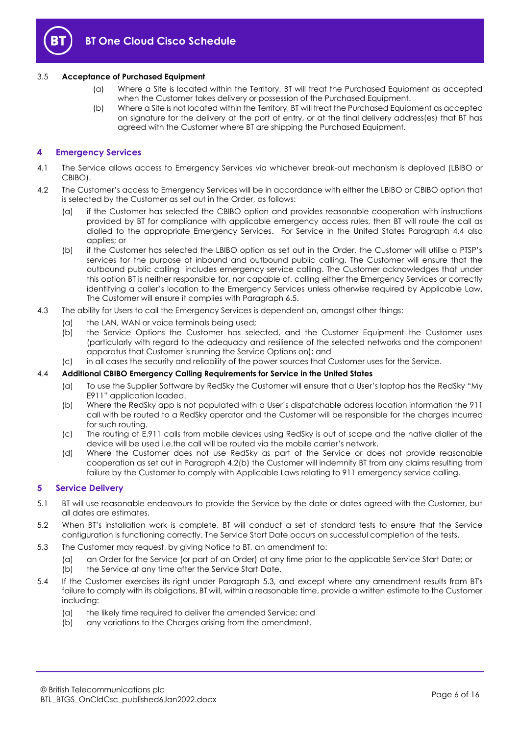3.5 **Acceptance of Purchased Equipment**

(a) Where a Site is located within the Territory, BT will treat the Purchased Equipment as accepted when the Customer takes delivery or possession of the Purchased Equipment.

(b) Where a Site is not located within the Territory, BT will treat the Purchased Equipment as accepted on signature for the delivery at the port of entry, or at the final delivery address(es) that BT has agreed with the Customer where BT are shipping the Purchased Equipment.

## 4 Emergency Services

4.1 The Service allows access to Emergency Services via whichever break-out mechanism is deployed (LBIBO or CBIBO).

4.2 The Customer's access to Emergency Services will be in accordance with either the LBIBO or CBIBO option that is selected by the Customer as set out in the Order, as follows:

(a) if the Customer has selected the CBIBO option and provides reasonable cooperation with instructions provided by BT for compliance with applicable emergency access rules, then BT will route the call as dialled to the appropriate Emergency Services. For Service in the United States Paragraph 4.4 also applies; or

(b) if the Customer has selected the LBIBO option as set out in the Order, the Customer will utilise a PTSP's services for the purpose of inbound and outbound public calling. The Customer will ensure that the outbound public calling includes emergency service calling. The Customer acknowledges that under this option BT is neither responsible for, nor capable of, calling either the Emergency Services or correctly identifying a caller's location to the Emergency Services unless otherwise required by Applicable Law. The Customer will ensure it complies with Paragraph 6.5.

4.3 The ability for Users to call the Emergency Services is dependent on, amongst other things:

(a) the LAN, WAN or voice terminals being used;

(b) the Service Options the Customer has selected, and the Customer Equipment the Customer uses (particularly with regard to the adequacy and resilience of the selected networks and the component apparatus that Customer is running the Service Options on); and

(c) in all cases the security and reliability of the power sources that Customer uses for the Service.

4.4 **Additional CBIBO Emergency Calling Requirements for Service in the United States**

(a) To use the Supplier Software by RedSky the Customer will ensure that a User's laptop has the RedSky "My E911" application loaded.

(b) Where the RedSky app is not populated with a User's dispatchable address location information the 911 call with be routed to a RedSky operator and the Customer will be responsible for the charges incurred for such routing.

(c) The routing of E.911 calls from mobile devices using RedSky is out of scope and the native dialler of the device will be used i.e.the call will be routed via the mobile carrier's network.

(d) Where the Customer does not use RedSky as part of the Service or does not provide reasonable cooperation as set out in Paragraph 4.2(b) the Customer will indemnify BT from any claims resulting from failure by the Customer to comply with Applicable Laws relating to 911 emergency service calling.

## 5 Service Delivery

5.1 BT will use reasonable endeavours to provide the Service by the date or dates agreed with the Customer, but all dates are estimates.

5.2 When BT's installation work is complete, BT will conduct a set of standard tests to ensure that the Service configuration is functioning correctly. The Service Start Date occurs on successful completion of the tests.

5.3 The Customer may request, by giving Notice to BT, an amendment to:

(a) an Order for the Service (or part of an Order) at any time prior to the applicable Service Start Date; or

(b) the Service at any time after the Service Start Date.

5.4 If the Customer exercises its right under Paragraph 5.3, and except where any amendment results from BT's failure to comply with its obligations, BT will, within a reasonable time, provide a written estimate to the Customer including:

(a) the likely time required to deliver the amended Service; and

(b) any variations to the Charges arising from the amendment.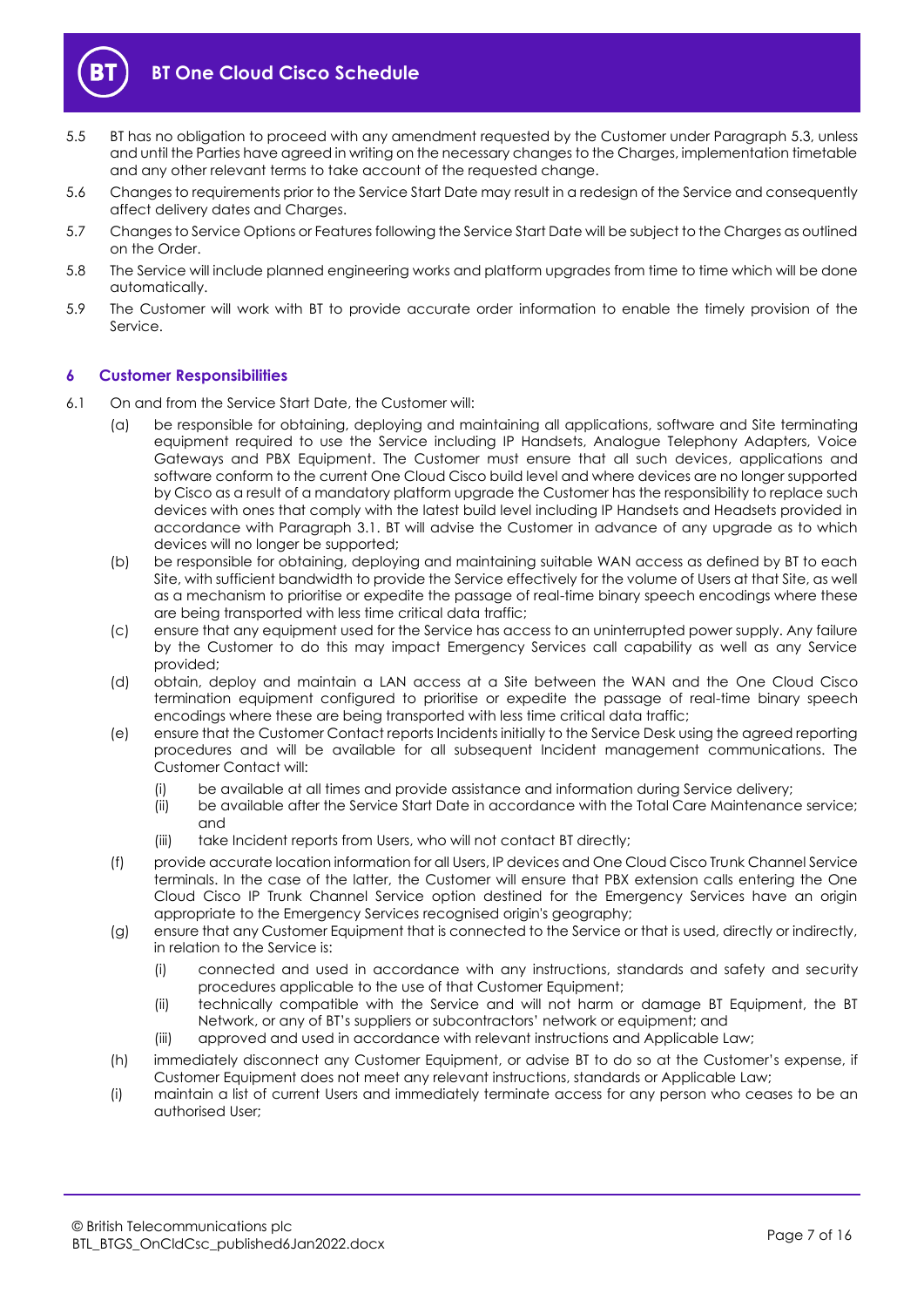5.5 BT has no obligation to proceed with any amendment requested by the Customer under Paragraph 5.3, unless and until the Parties have agreed in writing on the necessary changes to the Charges, implementation timetable and any other relevant terms to take account of the requested change.

5.6 Changes to requirements prior to the Service Start Date may result in a redesign of the Service and consequently affect delivery dates and Charges.

5.7 Changes to Service Options or Features following the Service Start Date will be subject to the Charges as outlined on the Order.

5.8 The Service will include planned engineering works and platform upgrades from time to time which will be done automatically.

5.9 The Customer will work with BT to provide accurate order information to enable the timely provision of the Service.

## 6 Customer Responsibilities

6.1 On and from the Service Start Date, the Customer will:

(a) be responsible for obtaining, deploying and maintaining all applications, software and Site terminating equipment required to use the Service including IP Handsets, Analogue Telephony Adapters, Voice Gateways and PBX Equipment. The Customer must ensure that all such devices, applications and software conform to the current One Cloud Cisco build level and where devices are no longer supported by Cisco as a result of a mandatory platform upgrade the Customer has the responsibility to replace such devices with ones that comply with the latest build level including IP Handsets and Headsets provided in accordance with Paragraph 3.1. BT will advise the Customer in advance of any upgrade as to which devices will no longer be supported;

(b) be responsible for obtaining, deploying and maintaining suitable WAN access as defined by BT to each Site, with sufficient bandwidth to provide the Service effectively for the volume of Users at that Site, as well as a mechanism to prioritise or expedite the passage of real-time binary speech encodings where these are being transported with less time critical data traffic;

(c) ensure that any equipment used for the Service has access to an uninterrupted power supply. Any failure by the Customer to do this may impact Emergency Services call capability as well as any Service provided;

(d) obtain, deploy and maintain a LAN access at a Site between the WAN and the One Cloud Cisco termination equipment configured to prioritise or expedite the passage of real-time binary speech encodings where these are being transported with less time critical data traffic;

(e) ensure that the Customer Contact reports Incidents initially to the Service Desk using the agreed reporting procedures and will be available for all subsequent Incident management communications. The Customer Contact will:

   (i) be available at all times and provide assistance and information during Service delivery;

   (ii) be available after the Service Start Date in accordance with the Total Care Maintenance service; and

   (iii) take Incident reports from Users, who will not contact BT directly;

(f) provide accurate location information for all Users, IP devices and One Cloud Cisco Trunk Channel Service terminals. In the case of the latter, the Customer will ensure that PBX extension calls entering the One Cloud Cisco IP Trunk Channel Service option destined for the Emergency Services have an origin appropriate to the Emergency Services recognised origin's geography;

(g) ensure that any Customer Equipment that is connected to the Service or that is used, directly or indirectly, in relation to the Service is:

   (i) connected and used in accordance with any instructions, standards and safety and security procedures applicable to the use of that Customer Equipment;

   (ii) technically compatible with the Service and will not harm or damage BT Equipment, the BT Network, or any of BT's suppliers or subcontractors' network or equipment; and

   (iii) approved and used in accordance with relevant instructions and Applicable Law;

(h) immediately disconnect any Customer Equipment, or advise BT to do so at the Customer's expense, if Customer Equipment does not meet any relevant instructions, standards or Applicable Law;

(i) maintain a list of current Users and immediately terminate access for any person who ceases to be an authorised User;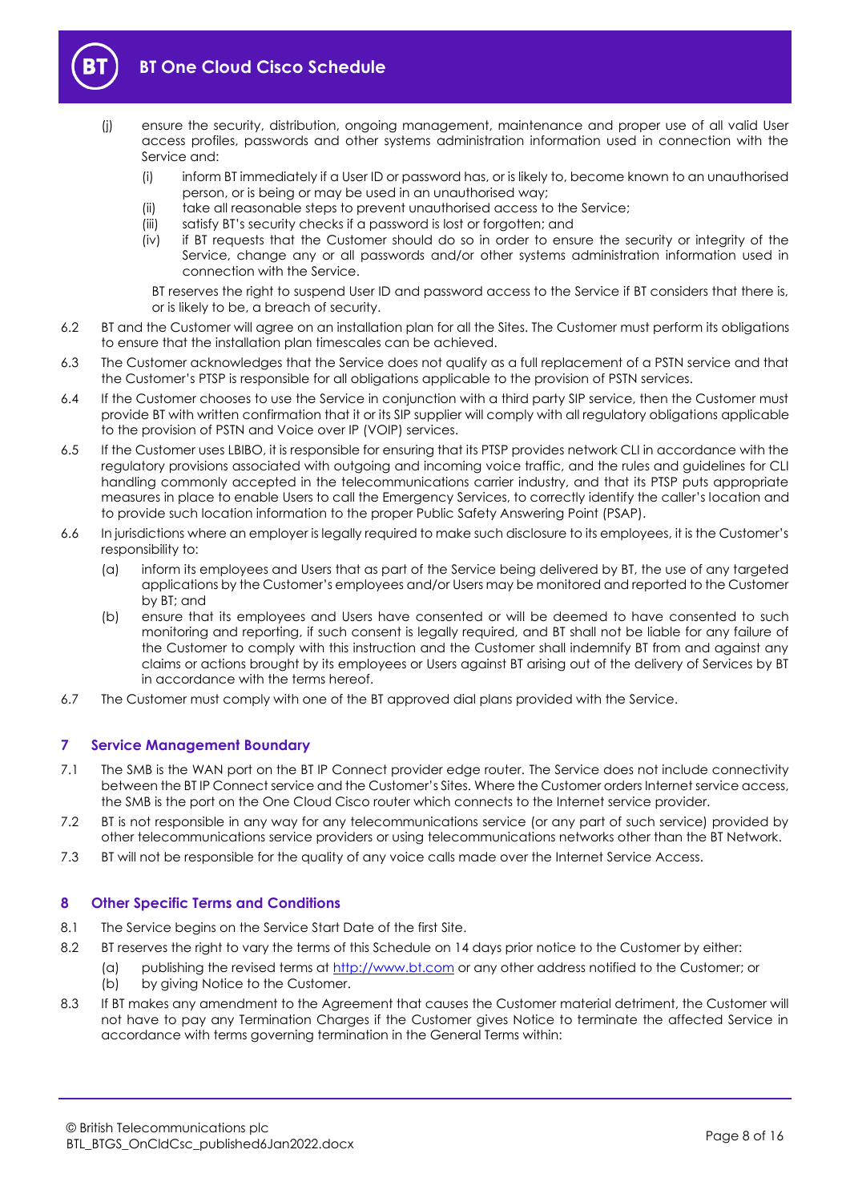(j) ensure the security, distribution, ongoing management, maintenance and proper use of all valid User access profiles, passwords and other systems administration information used in connection with the Service and:

   (i) inform BT immediately if a User ID or password has, or is likely to, become known to an unauthorised person, or is being or may be used in an unauthorised way;

   (ii) take all reasonable steps to prevent unauthorised access to the Service;

   (iii) satisfy BT's security checks if a password is lost or forgotten; and

   (iv) if BT requests that the Customer should do so in order to ensure the security or integrity of the Service, change any or all passwords and/or other systems administration information used in connection with the Service.

   BT reserves the right to suspend User ID and password access to the Service if BT considers that there is, or is likely to be, a breach of security.

6.2 BT and the Customer will agree on an installation plan for all the Sites. The Customer must perform its obligations to ensure that the installation plan timescales can be achieved.

6.3 The Customer acknowledges that the Service does not qualify as a full replacement of a PSTN service and that the Customer's PTSP is responsible for all obligations applicable to the provision of PSTN services.

6.4 If the Customer chooses to use the Service in conjunction with a third party SIP service, then the Customer must provide BT with written confirmation that it or its SIP supplier will comply with all regulatory obligations applicable to the provision of PSTN and Voice over IP (VOIP) services.

6.5 If the Customer uses LBIBO, it is responsible for ensuring that its PTSP provides network CLI in accordance with the regulatory provisions associated with outgoing and incoming voice traffic, and the rules and guidelines for CLI handling commonly accepted in the telecommunications carrier industry, and that its PTSP puts appropriate measures in place to enable Users to call the Emergency Services, to correctly identify the caller's location and to provide such location information to the proper Public Safety Answering Point (PSAP).

6.6 In jurisdictions where an employer is legally required to make such disclosure to its employees, it is the Customer's responsibility to:

   (a) inform its employees and Users that as part of the Service being delivered by BT, the use of any targeted applications by the Customer's employees and/or Users may be monitored and reported to the Customer by BT; and

   (b) ensure that its employees and Users have consented or will be deemed to have consented to such monitoring and reporting, if such consent is legally required, and BT shall not be liable for any failure of the Customer to comply with this instruction and the Customer shall indemnify BT from and against any claims or actions brought by its employees or Users against BT arising out of the delivery of Services by BT in accordance with the terms hereof.

6.7 The Customer must comply with one of the BT approved dial plans provided with the Service.

## 7 Service Management Boundary

7.1 The SMB is the WAN port on the BT IP Connect provider edge router. The Service does not include connectivity between the BT IP Connect service and the Customer's Sites. Where the Customer orders Internet service access, the SMB is the port on the One Cloud Cisco router which connects to the Internet service provider.

7.2 BT is not responsible in any way for any telecommunications service (or any part of such service) provided by other telecommunications service providers or using telecommunications networks other than the BT Network.

7.3 BT will not be responsible for the quality of any voice calls made over the Internet Service Access.

## 8 Other Specific Terms and Conditions

8.1 The Service begins on the Service Start Date of the first Site.

8.2 BT reserves the right to vary the terms of this Schedule on 14 days prior notice to the Customer by either:

   (a) publishing the revised terms at http://www.bt.com or any other address notified to the Customer; or

   (b) by giving Notice to the Customer.

8.3 If BT makes any amendment to the Agreement that causes the Customer material detriment, the Customer will not have to pay any Termination Charges if the Customer gives Notice to terminate the affected Service in accordance with terms governing termination in the General Terms within: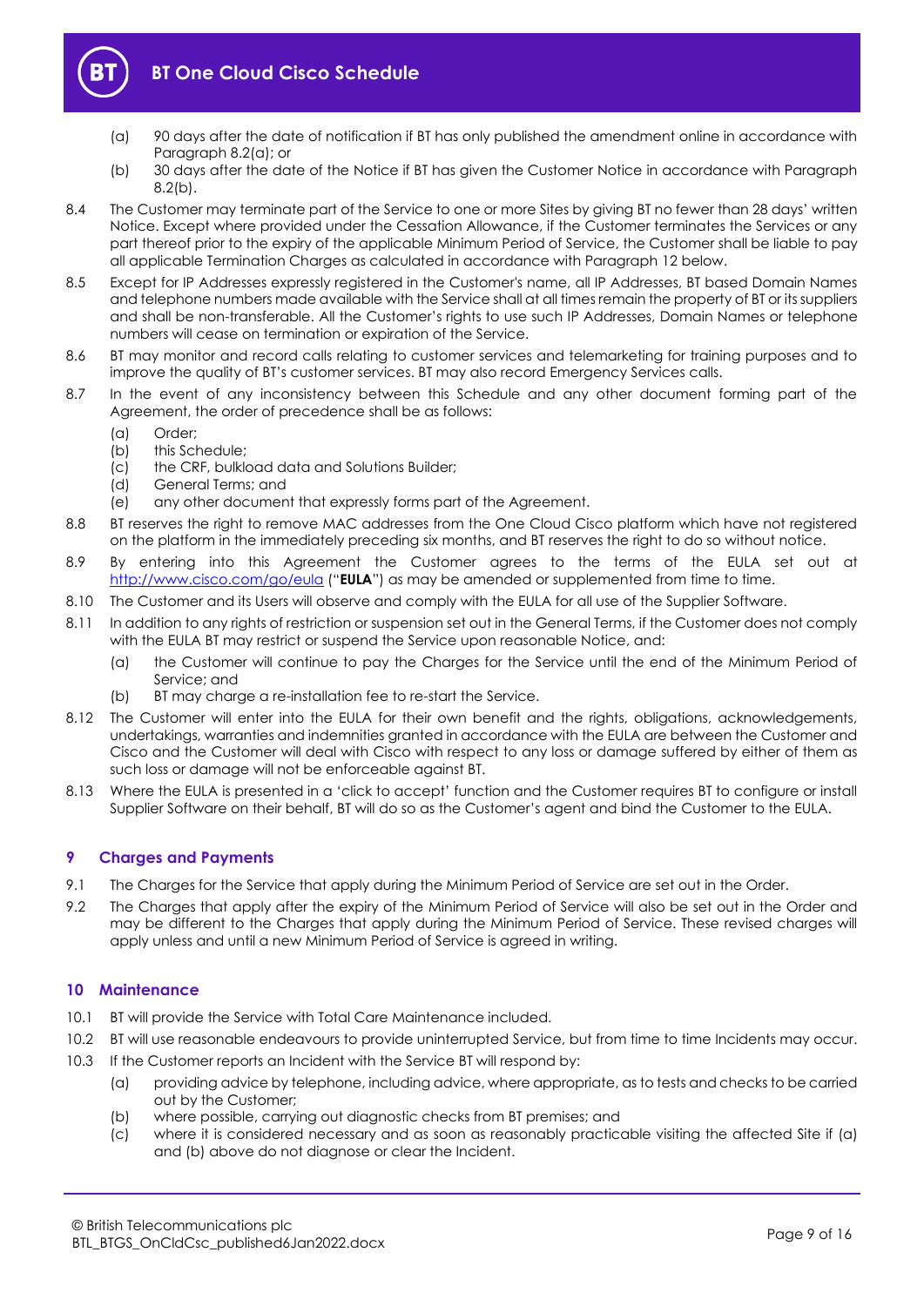(a) 90 days after the date of notification if BT has only published the amendment online in accordance with Paragraph 8.2(a); or

(b) 30 days after the date of the Notice if BT has given the Customer Notice in accordance with Paragraph 8.2(b).

8.4 The Customer may terminate part of the Service to one or more Sites by giving BT no fewer than 28 days' written Notice. Except where provided under the Cessation Allowance, if the Customer terminates the Services or any part thereof prior to the expiry of the applicable Minimum Period of Service, the Customer shall be liable to pay all applicable Termination Charges as calculated in accordance with Paragraph 12 below.

8.5 Except for IP Addresses expressly registered in the Customer's name, all IP Addresses, BT based Domain Names and telephone numbers made available with the Service shall at all times remain the property of BT or its suppliers and shall be non-transferable. All the Customer's rights to use such IP Addresses, Domain Names or telephone numbers will cease on termination or expiration of the Service.

8.6 BT may monitor and record calls relating to customer services and telemarketing for training purposes and to improve the quality of BT's customer services. BT may also record Emergency Services calls.

8.7 In the event of any inconsistency between this Schedule and any other document forming part of the Agreement, the order of precedence shall be as follows:

(a) Order;
(b) this Schedule;
(c) the CRF, bulkload data and Solutions Builder;
(d) General Terms; and
(e) any other document that expressly forms part of the Agreement.

8.8 BT reserves the right to remove MAC addresses from the One Cloud Cisco platform which have not registered on the platform in the immediately preceding six months, and BT reserves the right to do so without notice.

8.9 By entering into this Agreement the Customer agrees to the terms of the EULA set out at http://www.cisco.com/go/eula ("**EULA**") as may be amended or supplemented from time to time.

8.10 The Customer and its Users will observe and comply with the EULA for all use of the Supplier Software.

8.11 In addition to any rights of restriction or suspension set out in the General Terms, if the Customer does not comply with the EULA BT may restrict or suspend the Service upon reasonable Notice, and:

(a) the Customer will continue to pay the Charges for the Service until the end of the Minimum Period of Service; and

(b) BT may charge a re-installation fee to re-start the Service.

8.12 The Customer will enter into the EULA for their own benefit and the rights, obligations, acknowledgements, undertakings, warranties and indemnities granted in accordance with the EULA are between the Customer and Cisco and the Customer will deal with Cisco with respect to any loss or damage suffered by either of them as such loss or damage will not be enforceable against BT.

8.13 Where the EULA is presented in a 'click to accept' function and the Customer requires BT to configure or install Supplier Software on their behalf, BT will do so as the Customer's agent and bind the Customer to the EULA.

## 9 Charges and Payments

9.1 The Charges for the Service that apply during the Minimum Period of Service are set out in the Order.

9.2 The Charges that apply after the expiry of the Minimum Period of Service will also be set out in the Order and may be different to the Charges that apply during the Minimum Period of Service. These revised charges will apply unless and until a new Minimum Period of Service is agreed in writing.

## 10 Maintenance

10.1 BT will provide the Service with Total Care Maintenance included.

10.2 BT will use reasonable endeavours to provide uninterrupted Service, but from time to time Incidents may occur.

10.3 If the Customer reports an Incident with the Service BT will respond by:

(a) providing advice by telephone, including advice, where appropriate, as to tests and checks to be carried out by the Customer;

(b) where possible, carrying out diagnostic checks from BT premises; and

(c) where it is considered necessary and as soon as reasonably practicable visiting the affected Site if (a) and (b) above do not diagnose or clear the Incident.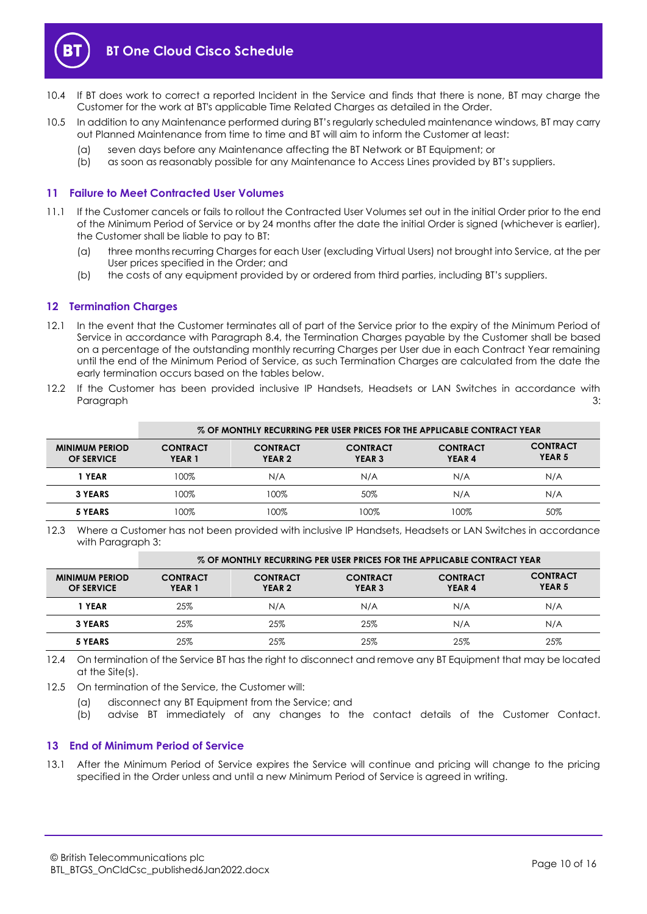10.4 If BT does work to correct a reported Incident in the Service and finds that there is none, BT may charge the Customer for the work at BT's applicable Time Related Charges as detailed in the Order.

10.5 In addition to any Maintenance performed during BT's regularly scheduled maintenance windows, BT may carry out Planned Maintenance from time to time and BT will aim to inform the Customer at least:

(a) seven days before any Maintenance affecting the BT Network or BT Equipment; or

(b) as soon as reasonably possible for any Maintenance to Access Lines provided by BT's suppliers.

## 11 Failure to Meet Contracted User Volumes

11.1 If the Customer cancels or fails to rollout the Contracted User Volumes set out in the initial Order prior to the end of the Minimum Period of Service or by 24 months after the date the initial Order is signed (whichever is earlier), the Customer shall be liable to pay to BT:

(a) three months recurring Charges for each User (excluding Virtual Users) not brought into Service, at the per User prices specified in the Order; and

(b) the costs of any equipment provided by or ordered from third parties, including BT's suppliers.

## 12 Termination Charges

12.1 In the event that the Customer terminates all of part of the Service prior to the expiry of the Minimum Period of Service in accordance with Paragraph 8.4, the Termination Charges payable by the Customer shall be based on a percentage of the outstanding monthly recurring Charges per User due in each Contract Year remaining until the end of the Minimum Period of Service, as such Termination Charges are calculated from the date the early termination occurs based on the tables below.

12.2 If the Customer has been provided inclusive IP Handsets, Headsets or LAN Switches in accordance with Paragraph 3:

| | % OF MONTHLY RECURRING PER USER PRICES FOR THE APPLICABLE CONTRACT YEAR | | | | |
|---|---|---|---|---|---|
| **MINIMUM PERIOD OF SERVICE** | **CONTRACT YEAR 1** | **CONTRACT YEAR 2** | **CONTRACT YEAR 3** | **CONTRACT YEAR 4** | **CONTRACT YEAR 5** |
| **1 YEAR** | 100% | N/A | N/A | N/A | N/A |
| **3 YEARS** | 100% | 100% | 50% | N/A | N/A |
| **5 YEARS** | 100% | 100% | 100% | 100% | 50% |

12.3 Where a Customer has not been provided with inclusive IP Handsets, Headsets or LAN Switches in accordance with Paragraph 3:

| | % OF MONTHLY RECURRING PER USER PRICES FOR THE APPLICABLE CONTRACT YEAR | | | | |
|---|---|---|---|---|---|
| **MINIMUM PERIOD OF SERVICE** | **CONTRACT YEAR 1** | **CONTRACT YEAR 2** | **CONTRACT YEAR 3** | **CONTRACT YEAR 4** | **CONTRACT YEAR 5** |
| **1 YEAR** | 25% | N/A | N/A | N/A | N/A |
| **3 YEARS** | 25% | 25% | 25% | N/A | N/A |
| **5 YEARS** | 25% | 25% | 25% | 25% | 25% |

12.4 On termination of the Service BT has the right to disconnect and remove any BT Equipment that may be located at the Site(s).

12.5 On termination of the Service, the Customer will:

(a) disconnect any BT Equipment from the Service; and

(b) advise BT immediately of any changes to the contact details of the Customer Contact.

## 13 End of Minimum Period of Service

13.1 After the Minimum Period of Service expires the Service will continue and pricing will change to the pricing specified in the Order unless and until a new Minimum Period of Service is agreed in writing.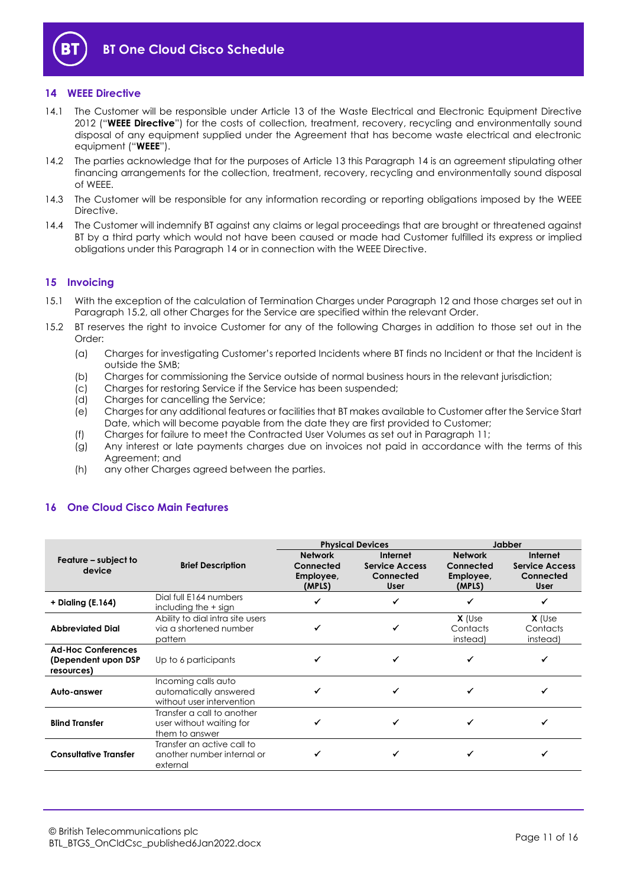## 14 WEEE Directive

14.1 The Customer will be responsible under Article 13 of the Waste Electrical and Electronic Equipment Directive 2012 ("**WEEE Directive**") for the costs of collection, treatment, recovery, recycling and environmentally sound disposal of any equipment supplied under the Agreement that has become waste electrical and electronic equipment ("**WEEE**").

14.2 The parties acknowledge that for the purposes of Article 13 this Paragraph 14 is an agreement stipulating other financing arrangements for the collection, treatment, recovery, recycling and environmentally sound disposal of WEEE.

14.3 The Customer will be responsible for any information recording or reporting obligations imposed by the WEEE Directive.

14.4 The Customer will indemnify BT against any claims or legal proceedings that are brought or threatened against BT by a third party which would not have been caused or made had Customer fulfilled its express or implied obligations under this Paragraph 14 or in connection with the WEEE Directive.

## 15 Invoicing

15.1 With the exception of the calculation of Termination Charges under Paragraph 12 and those charges set out in Paragraph 15.2, all other Charges for the Service are specified within the relevant Order.

15.2 BT reserves the right to invoice Customer for any of the following Charges in addition to those set out in the Order:

(a) Charges for investigating Customer's reported Incidents where BT finds no Incident or that the Incident is outside the SMB;
(b) Charges for commissioning the Service outside of normal business hours in the relevant jurisdiction;
(c) Charges for restoring Service if the Service has been suspended;
(d) Charges for cancelling the Service;
(e) Charges for any additional features or facilities that BT makes available to Customer after the Service Start Date, which will become payable from the date they are first provided to Customer;
(f) Charges for failure to meet the Contracted User Volumes as set out in Paragraph 11;
(g) Any interest or late payments charges due on invoices not paid in accordance with the terms of this Agreement; and
(h) any other Charges agreed between the parties.

## 16 One Cloud Cisco Main Features

| Feature – subject to device | Brief Description | Physical Devices | | Jabber | |
|---|---|---|---|---|---|
| | | **Network Connected Employee, (MPLS)** | **Internet Service Access Connected User** | **Network Connected Employee, (MPLS)** | **Internet Service Access Connected User** |
| **+ Dialing (E.164)** | Dial full E164 numbers including the + sign | ✓ | ✓ | ✓ | ✓ |
| **Abbreviated Dial** | Ability to dial intra site users via a shortened number pattern | ✓ | ✓ | **X** (Use Contacts instead) | **X** (Use Contacts instead) |
| **Ad-Hoc Conferences (Dependent upon DSP resources)** | Up to 6 participants | ✓ | ✓ | ✓ | ✓ |
| **Auto-answer** | Incoming calls auto automatically answered without user intervention | ✓ | ✓ | ✓ | ✓ |
| **Blind Transfer** | Transfer a call to another user without waiting for them to answer | ✓ | ✓ | ✓ | ✓ |
| **Consultative Transfer** | Transfer an active call to another number internal or external | ✓ | ✓ | ✓ | ✓ |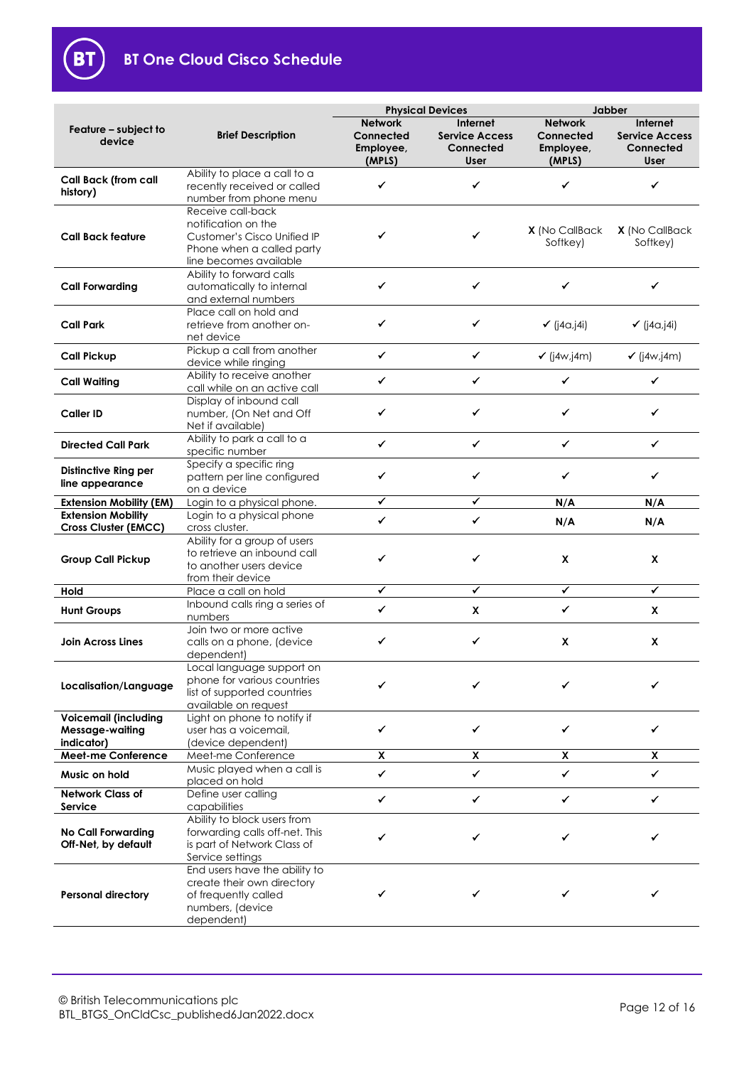| Feature – subject to device | Brief Description | Physical Devices | | Jabber | |
|---|---|---|---|---|---|
| | | Network Connected Employee, (MPLS) | Internet Service Access Connected User | Network Connected Employee, (MPLS) | Internet Service Access Connected User |
| **Call Back (from call history)** | Ability to place a call to a recently received or called number from phone menu | ✓ | ✓ | ✓ | ✓ |
| **Call Back feature** | Receive call-back notification on the Customer's Cisco Unified IP Phone when a called party line becomes available | ✓ | ✓ | **X** (No CallBack Softkey) | **X** (No CallBack Softkey) |
| **Call Forwarding** | Ability to forward calls automatically to internal and external numbers | ✓ | ✓ | ✓ | ✓ |
| **Call Park** | Place call on hold and retrieve from another on-net device | ✓ | ✓ | ✓ (j4a,j4i) | ✓ (j4a,j4i) |
| **Call Pickup** | Pickup a call from another device while ringing | ✓ | ✓ | ✓ (j4w,j4m) | ✓ (j4w,j4m) |
| **Call Waiting** | Ability to receive another call while on an active call | ✓ | ✓ | ✓ | ✓ |
| **Caller ID** | Display of inbound call number, (On Net and Off Net if available) | ✓ | ✓ | ✓ | ✓ |
| **Directed Call Park** | Ability to park a call to a specific number | ✓ | ✓ | ✓ | ✓ |
| **Distinctive Ring per line appearance** | Specify a specific ring pattern per line configured on a device | ✓ | ✓ | ✓ | ✓ |
| **Extension Mobility (EM)** | Login to a physical phone. | ✓ | ✓ | **N/A** | **N/A** |
| **Extension Mobility Cross Cluster (EMCC)** | Login to a physical phone cross cluster. | ✓ | ✓ | **N/A** | **N/A** |
| **Group Call Pickup** | Ability for a group of users to retrieve an inbound call to another users device from their device | ✓ | ✓ | **X** | **X** |
| **Hold** | Place a call on hold | ✓ | ✓ | ✓ | ✓ |
| **Hunt Groups** | Inbound calls ring a series of numbers | ✓ | **X** | ✓ | **X** |
| **Join Across Lines** | Join two or more active calls on a phone, (device dependent) | ✓ | ✓ | **X** | **X** |
| **Localisation/Language** | Local language support on phone for various countries list of supported countries available on request | ✓ | ✓ | ✓ | ✓ |
| **Voicemail (including Message-waiting indicator)** | Light on phone to notify if user has a voicemail, (device dependent) | ✓ | ✓ | ✓ | ✓ |
| **Meet-me Conference** | Meet-me Conference | **X** | **X** | **X** | **X** |
| **Music on hold** | Music played when a call is placed on hold | ✓ | ✓ | ✓ | ✓ |
| **Network Class of Service** | Define user calling capabilities | ✓ | ✓ | ✓ | ✓ |
| **No Call Forwarding Off-Net, by default** | Ability to block users from forwarding calls off-net. This is part of Network Class of Service settings | ✓ | ✓ | ✓ | ✓ |
| **Personal directory** | End users have the ability to create their own directory of frequently called numbers, (device dependent) | ✓ | ✓ | ✓ | ✓ |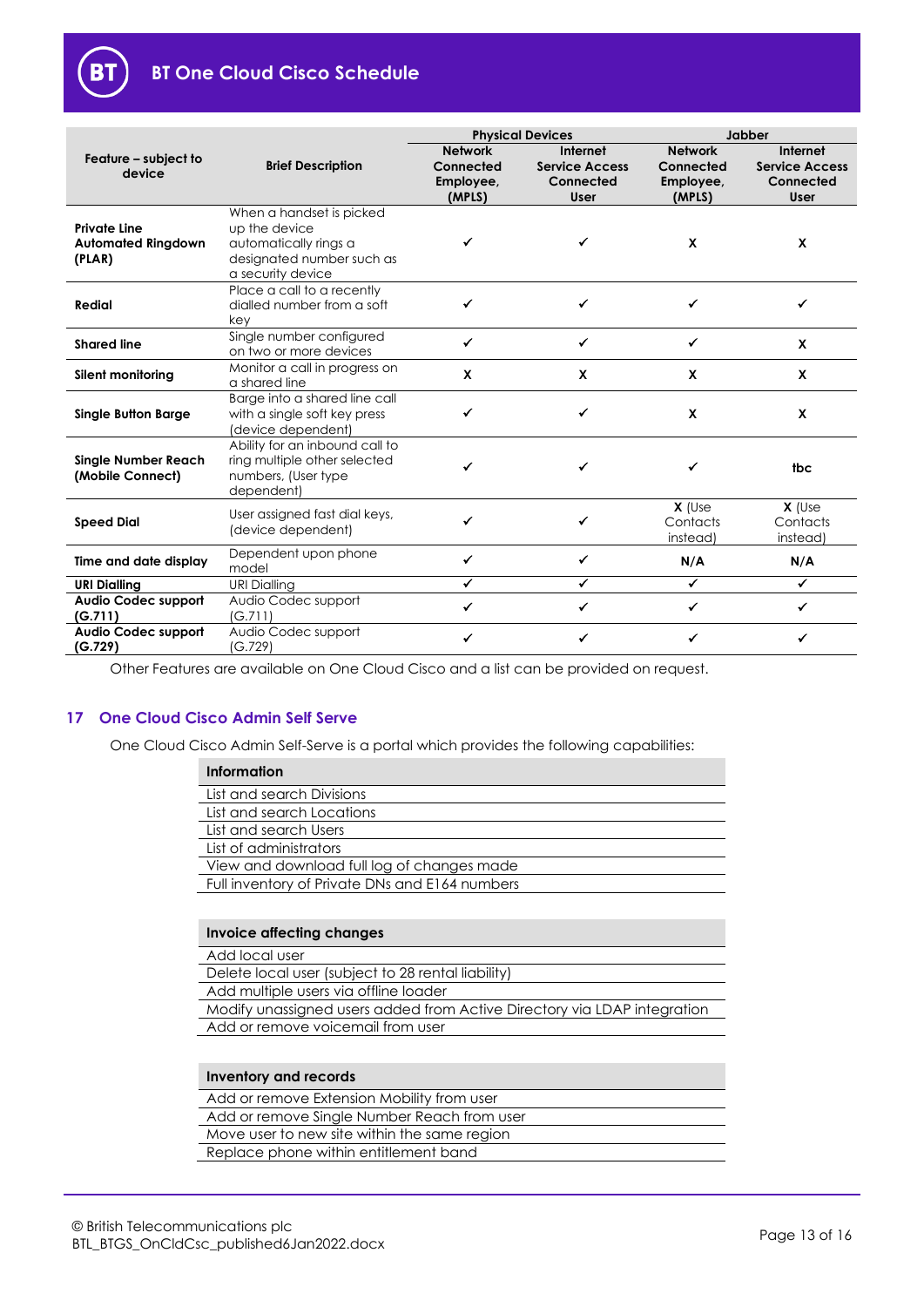| Feature – subject to device | Brief Description | Physical Devices | | Jabber | |
|---|---|---|---|---|---|
| | | Network Connected Employee, (MPLS) | Internet Service Access Connected User | Network Connected Employee, (MPLS) | Internet Service Access Connected User |
| **Private Line Automated Ringdown (PLAR)** | When a handset is picked up the device automatically rings a designated number such as a security device | ✓ | ✓ | **X** | **X** |
| **Redial** | Place a call to a recently dialled number from a soft key | ✓ | ✓ | ✓ | ✓ |
| **Shared line** | Single number configured on two or more devices | ✓ | ✓ | ✓ | **X** |
| **Silent monitoring** | Monitor a call in progress on a shared line | **X** | **X** | **X** | **X** |
| **Single Button Barge** | Barge into a shared line call with a single soft key press (device dependent) | ✓ | ✓ | **X** | **X** |
| **Single Number Reach (Mobile Connect)** | Ability for an inbound call to ring multiple other selected numbers, (User type dependent) | ✓ | ✓ | ✓ | **tbc** |
| **Speed Dial** | User assigned fast dial keys, (device dependent) | ✓ | ✓ | **X** (Use Contacts instead) | **X** (Use Contacts instead) |
| **Time and date display** | Dependent upon phone model | ✓ | ✓ | **N/A** | **N/A** |
| **URI Dialling** | URI Dialling | ✓ | ✓ | ✓ | ✓ |
| **Audio Codec support (G.711)** | Audio Codec support (G.711) | ✓ | ✓ | ✓ | ✓ |
| **Audio Codec support (G.729)** | Audio Codec support (G.729) | ✓ | ✓ | ✓ | ✓ |

Other Features are available on One Cloud Cisco and a list can be provided on request.

## 17 One Cloud Cisco Admin Self Serve

One Cloud Cisco Admin Self-Serve is a portal which provides the following capabilities:

| Information |
|---|
| List and search Divisions |
| List and search Locations |
| List and search Users |
| List of administrators |
| View and download full log of changes made |
| Full inventory of Private DNs and E164 numbers |

| Invoice affecting changes |
|---|
| Add local user |
| Delete local user (subject to 28 rental liability) |
| Add multiple users via offline loader |
| Modify unassigned users added from Active Directory via LDAP integration |
| Add or remove voicemail from user |

| Inventory and records |
|---|
| Add or remove Extension Mobility from user |
| Add or remove Single Number Reach from user |
| Move user to new site within the same region |
| Replace phone within entitlement band |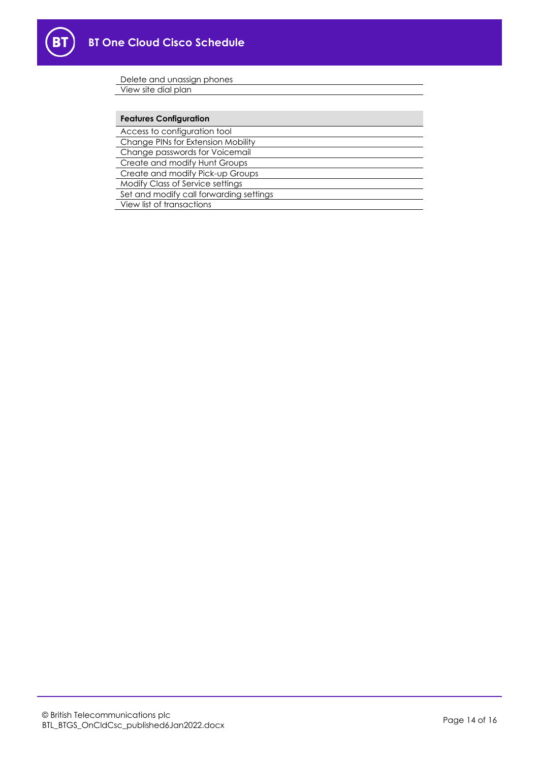| |
|---|
| Delete and unassign phones |
| View site dial plan |

| Features Configuration |
|---|
| Access to configuration tool |
| Change PINs for Extension Mobility |
| Change passwords for Voicemail |
| Create and modify Hunt Groups |
| Create and modify Pick-up Groups |
| Modify Class of Service settings |
| Set and modify call forwarding settings |
| View list of transactions |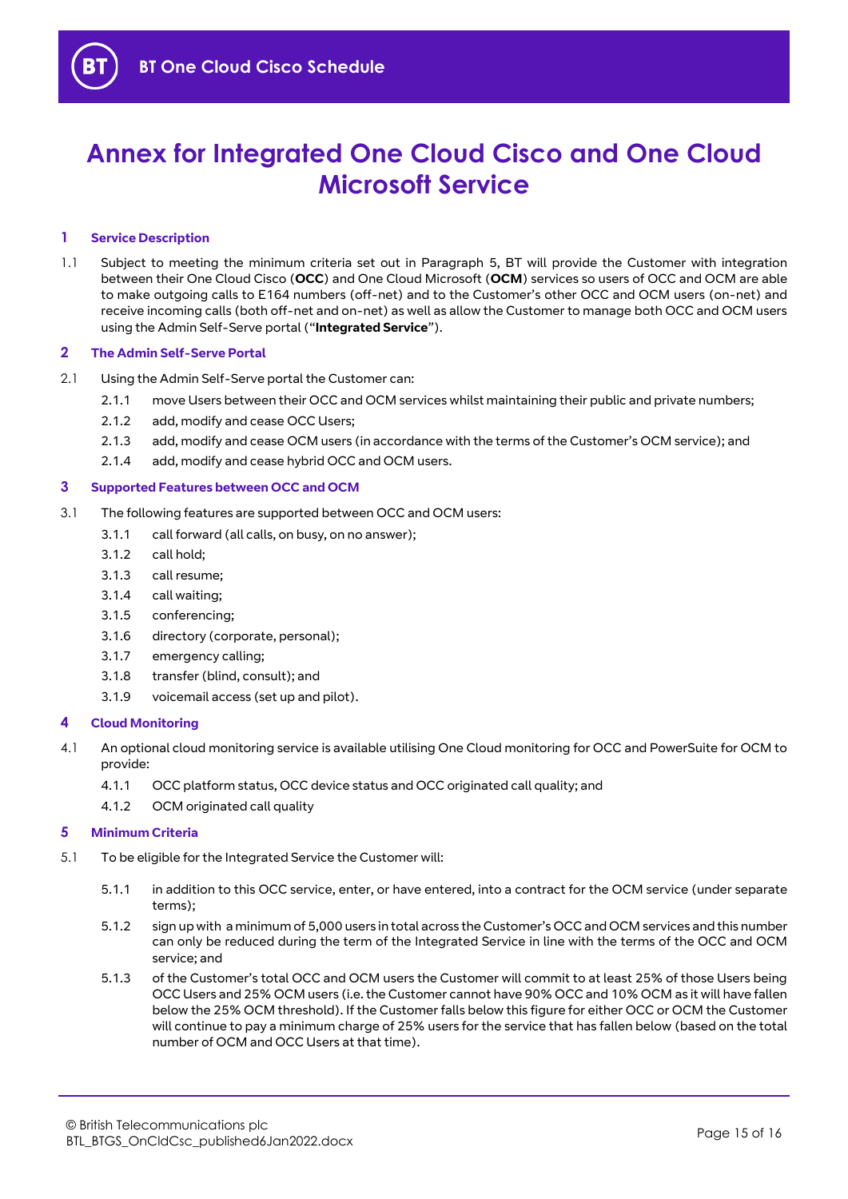# Annex for Integrated One Cloud Cisco and One Cloud Microsoft Service

## 1 Service Description

1.1 Subject to meeting the minimum criteria set out in Paragraph 5, BT will provide the Customer with integration between their One Cloud Cisco (**OCC**) and One Cloud Microsoft (**OCM**) services so users of OCC and OCM are able to make outgoing calls to E164 numbers (off-net) and to the Customer's other OCC and OCM users (on-net) and receive incoming calls (both off-net and on-net) as well as allow the Customer to manage both OCC and OCM users using the Admin Self-Serve portal ("**Integrated Service**").

## 2 The Admin Self-Serve Portal

2.1 Using the Admin Self-Serve portal the Customer can:

- 2.1.1 move Users between their OCC and OCM services whilst maintaining their public and private numbers;
- 2.1.2 add, modify and cease OCC Users;
- 2.1.3 add, modify and cease OCM users (in accordance with the terms of the Customer's OCM service); and
- 2.1.4 add, modify and cease hybrid OCC and OCM users.

## 3 Supported Features between OCC and OCM

3.1 The following features are supported between OCC and OCM users:

- 3.1.1 call forward (all calls, on busy, on no answer);
- 3.1.2 call hold;
- 3.1.3 call resume;
- 3.1.4 call waiting;
- 3.1.5 conferencing;
- 3.1.6 directory (corporate, personal);
- 3.1.7 emergency calling;
- 3.1.8 transfer (blind, consult); and
- 3.1.9 voicemail access (set up and pilot).

## 4 Cloud Monitoring

4.1 An optional cloud monitoring service is available utilising One Cloud monitoring for OCC and PowerSuite for OCM to provide:

- 4.1.1 OCC platform status, OCC device status and OCC originated call quality; and
- 4.1.2 OCM originated call quality

## 5 Minimum Criteria

5.1 To be eligible for the Integrated Service the Customer will:

- 5.1.1 in addition to this OCC service, enter, or have entered, into a contract for the OCM service (under separate terms);
- 5.1.2 sign up with a minimum of 5,000 users in total across the Customer's OCC and OCM services and this number can only be reduced during the term of the Integrated Service in line with the terms of the OCC and OCM service; and
- 5.1.3 of the Customer's total OCC and OCM users the Customer will commit to at least 25% of those Users being OCC Users and 25% OCM users (i.e. the Customer cannot have 90% OCC and 10% OCM as it will have fallen below the 25% OCM threshold). If the Customer falls below this figure for either OCC or OCM the Customer will continue to pay a minimum charge of 25% users for the service that has fallen below (based on the total number of OCM and OCC Users at that time).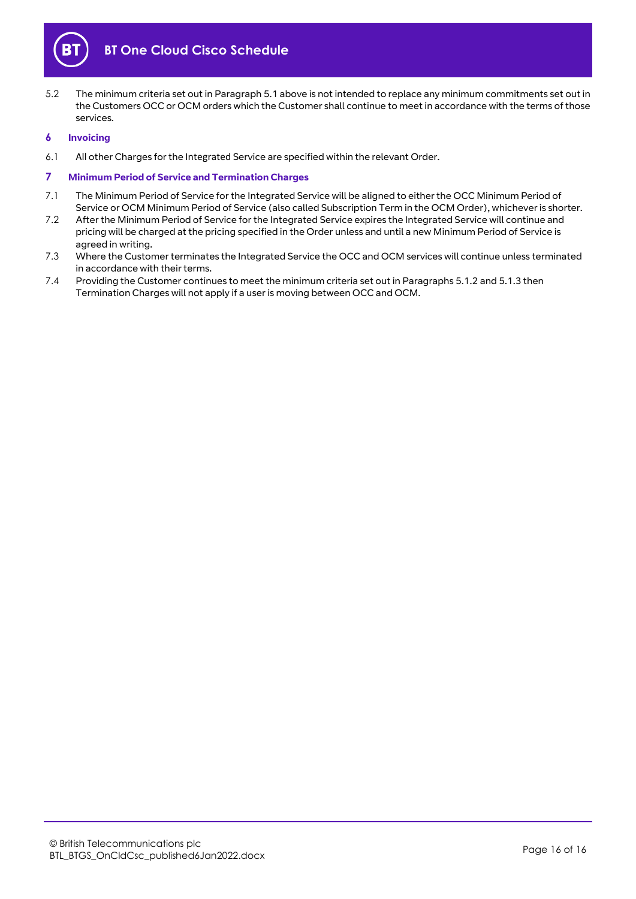5.2 The minimum criteria set out in Paragraph 5.1 above is not intended to replace any minimum commitments set out in the Customers OCC or OCM orders which the Customer shall continue to meet in accordance with the terms of those services.

## 6 Invoicing

6.1 All other Charges for the Integrated Service are specified within the relevant Order.

## 7 Minimum Period of Service and Termination Charges

7.1 The Minimum Period of Service for the Integrated Service will be aligned to either the OCC Minimum Period of Service or OCM Minimum Period of Service (also called Subscription Term in the OCM Order), whichever is shorter.

7.2 After the Minimum Period of Service for the Integrated Service expires the Integrated Service will continue and pricing will be charged at the pricing specified in the Order unless and until a new Minimum Period of Service is agreed in writing.

7.3 Where the Customer terminates the Integrated Service the OCC and OCM services will continue unless terminated in accordance with their terms.

7.4 Providing the Customer continues to meet the minimum criteria set out in Paragraphs 5.1.2 and 5.1.3 then Termination Charges will not apply if a user is moving between OCC and OCM.